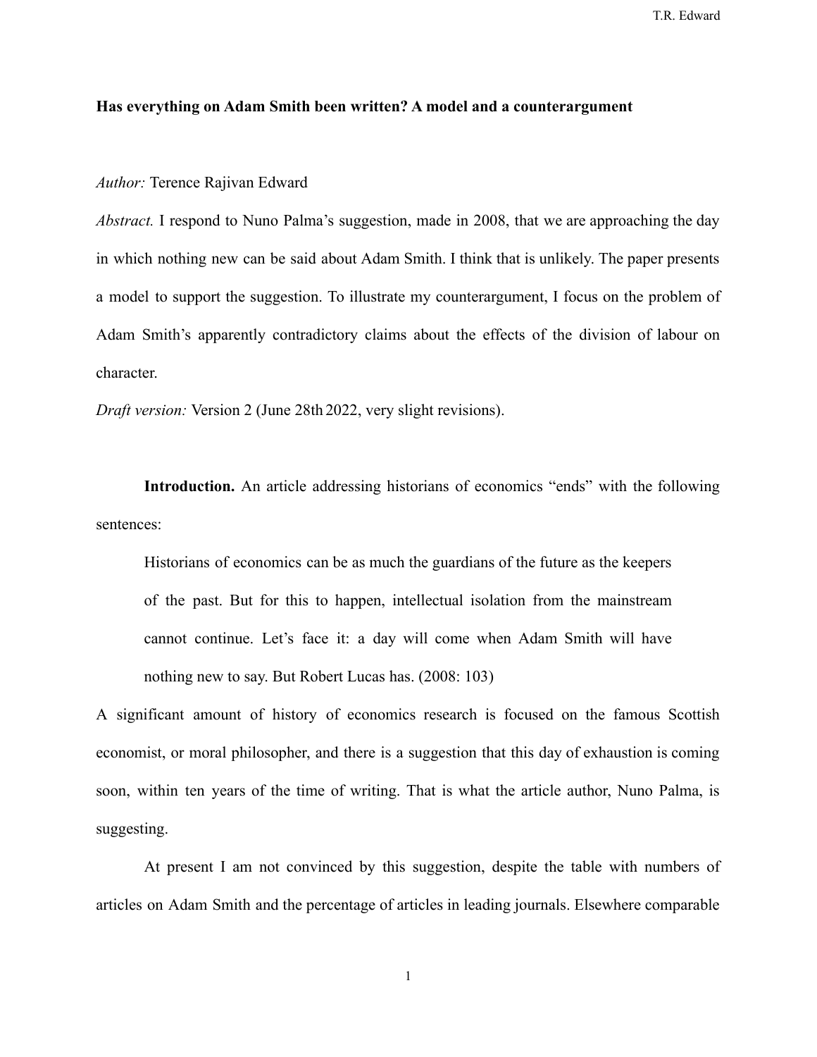**Has everything on Adam Smith been written? A model and a counterargument**

*Author:* Terence Rajivan Edward

*Abstract.* I respond to Nuno Palma's suggestion, made in 2008, that we are approaching the day in which nothing new can be said about Adam Smith. I think that is unlikely. The paper presents a model to support the suggestion. To illustrate my counterargument, I focus on the problem of Adam Smith's apparently contradictory claims about the effects of the division of labour on character.

*Draft version:* Version 2 (June 28th 2022, very slight revisions).

**Introduction.** An article addressing historians of economics "ends" with the following sentences:

> Historians of economics can be as much the guardians of the future as the keepers of the past. But for this to happen, intellectual isolation from the mainstream cannot continue. Let's face it: a day will come when Adam Smith will have nothing new to say. But Robert Lucas has. (2008: 103)

A significant amount of history of economics research is focused on the famous Scottish economist, or moral philosopher, and there is a suggestion that this day of exhaustion is coming soon, within ten years of the time of writing. That is what the article author, Nuno Palma, is suggesting.

At present I am not convinced by this suggestion, despite the table with numbers of articles on Adam Smith and the percentage of articles in leading journals. Elsewhere comparable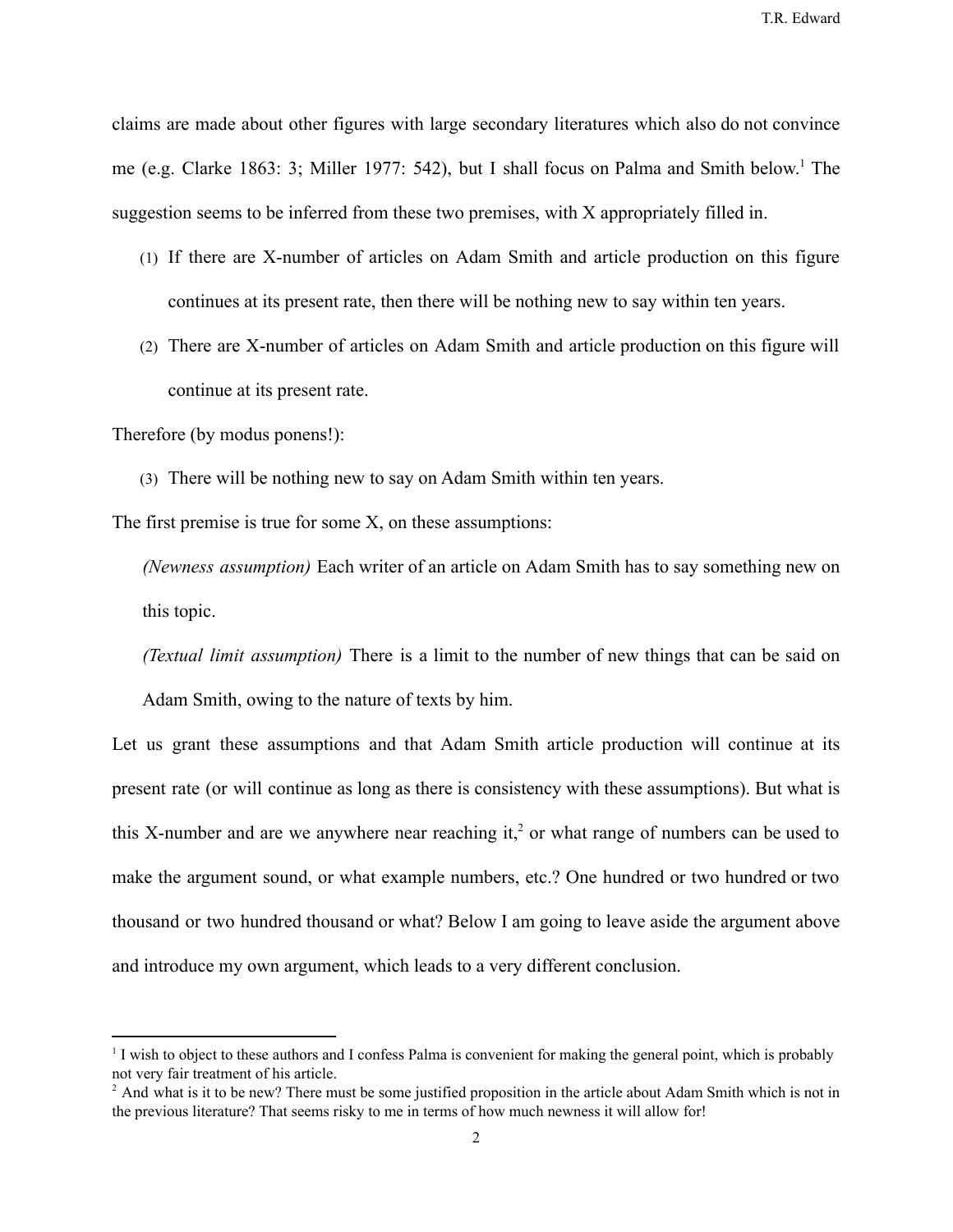claims are made about other figures with large secondary literatures which also do not convince me (e.g. Clarke 1863: 3; Miller 1977: 542), but I shall focus on Palma and Smith below.[1] The suggestion seems to be inferred from these two premises, with X appropriately filled in.

(1) If there are X-number of articles on Adam Smith and article production on this figure continues at its present rate, then there will be nothing new to say within ten years.

(2) There are X-number of articles on Adam Smith and article production on this figure will continue at its present rate.

Therefore (by modus ponens!):

(3) There will be nothing new to say on Adam Smith within ten years.

The first premise is true for some X, on these assumptions:

> *(Newness assumption)* Each writer of an article on Adam Smith has to say something new on this topic.
>
> *(Textual limit assumption)* There is a limit to the number of new things that can be said on Adam Smith, owing to the nature of texts by him.

Let us grant these assumptions and that Adam Smith article production will continue at its present rate (or will continue as long as there is consistency with these assumptions). But what is this X-number and are we anywhere near reaching it,[2] or what range of numbers can be used to make the argument sound, or what example numbers, etc.? One hundred or two hundred or two thousand or two hundred thousand or what? Below I am going to leave aside the argument above and introduce my own argument, which leads to a very different conclusion.

---

[1] I wish to object to these authors and I confess Palma is convenient for making the general point, which is probably not very fair treatment of his article.

[2] And what is it to be new? There must be some justified proposition in the article about Adam Smith which is not in the previous literature? That seems risky to me in terms of how much newness it will allow for!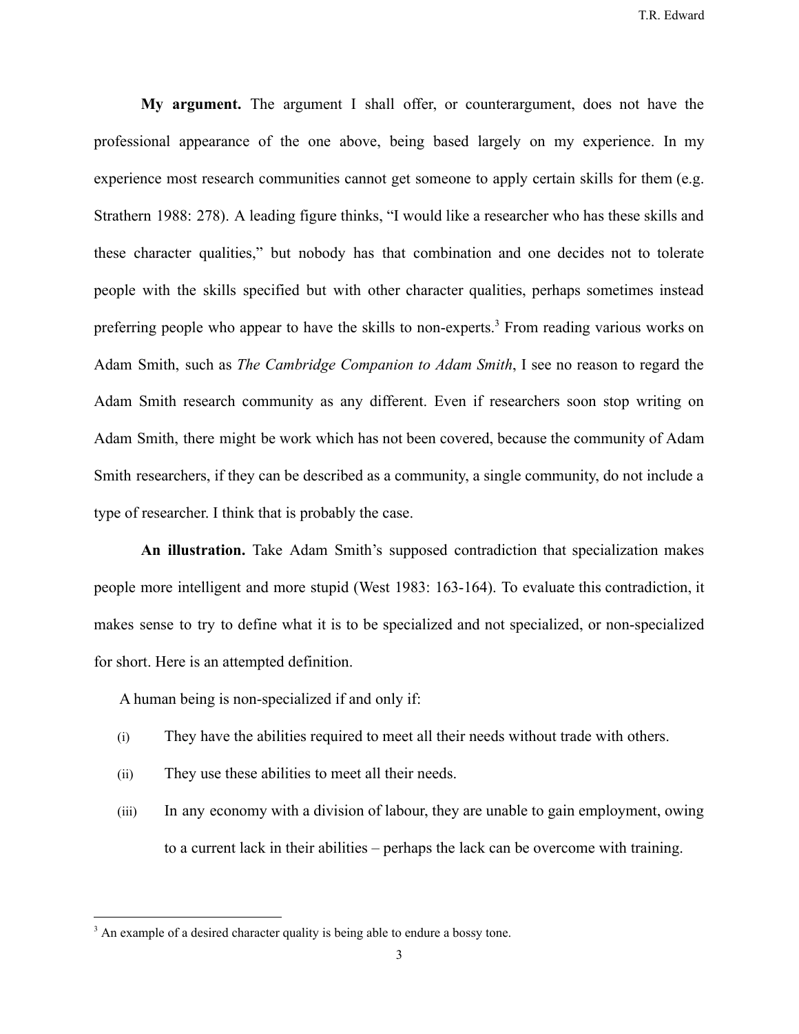**My argument.** The argument I shall offer, or counterargument, does not have the professional appearance of the one above, being based largely on my experience. In my experience most research communities cannot get someone to apply certain skills for them (e.g. Strathern 1988: 278). A leading figure thinks, "I would like a researcher who has these skills and these character qualities," but nobody has that combination and one decides not to tolerate people with the skills specified but with other character qualities, perhaps sometimes instead preferring people who appear to have the skills to non-experts.[3] From reading various works on Adam Smith, such as *The Cambridge Companion to Adam Smith*, I see no reason to regard the Adam Smith research community as any different. Even if researchers soon stop writing on Adam Smith, there might be work which has not been covered, because the community of Adam Smith researchers, if they can be described as a community, a single community, do not include a type of researcher. I think that is probably the case.

**An illustration.** Take Adam Smith's supposed contradiction that specialization makes people more intelligent and more stupid (West 1983: 163-164). To evaluate this contradiction, it makes sense to try to define what it is to be specialized and not specialized, or non-specialized for short. Here is an attempted definition.

A human being is non-specialized if and only if:

(i) They have the abilities required to meet all their needs without trade with others.

(ii) They use these abilities to meet all their needs.

(iii) In any economy with a division of labour, they are unable to gain employment, owing to a current lack in their abilities – perhaps the lack can be overcome with training.

[3] An example of a desired character quality is being able to endure a bossy tone.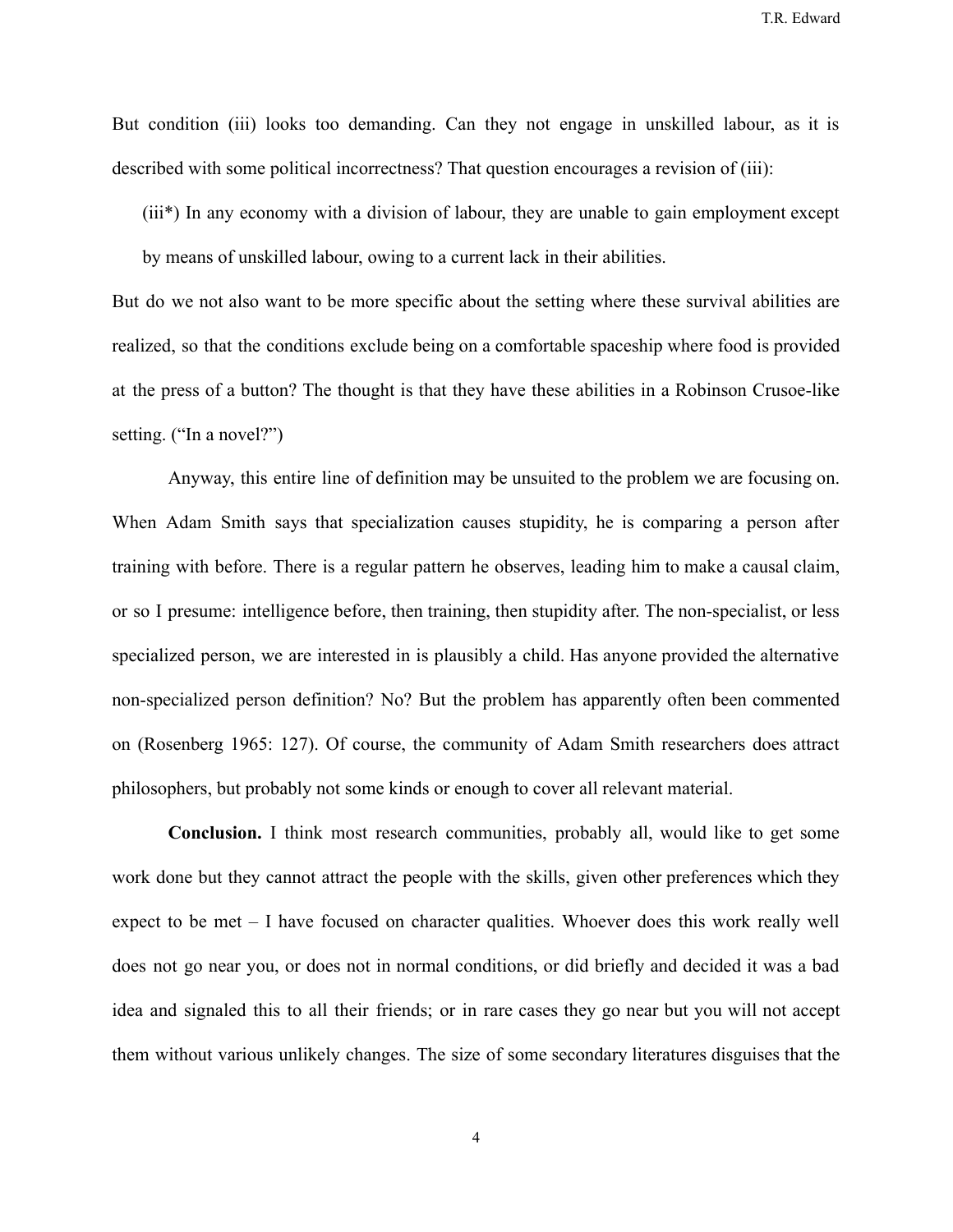But condition (iii) looks too demanding. Can they not engage in unskilled labour, as it is described with some political incorrectness? That question encourages a revision of (iii):

> (iii*) In any economy with a division of labour, they are unable to gain employment except by means of unskilled labour, owing to a current lack in their abilities.

But do we not also want to be more specific about the setting where these survival abilities are realized, so that the conditions exclude being on a comfortable spaceship where food is provided at the press of a button? The thought is that they have these abilities in a Robinson Crusoe-like setting. ("In a novel?")

Anyway, this entire line of definition may be unsuited to the problem we are focusing on. When Adam Smith says that specialization causes stupidity, he is comparing a person after training with before. There is a regular pattern he observes, leading him to make a causal claim, or so I presume: intelligence before, then training, then stupidity after. The non-specialist, or less specialized person, we are interested in is plausibly a child. Has anyone provided the alternative non-specialized person definition? No? But the problem has apparently often been commented on (Rosenberg 1965: 127). Of course, the community of Adam Smith researchers does attract philosophers, but probably not some kinds or enough to cover all relevant material.

**Conclusion.** I think most research communities, probably all, would like to get some work done but they cannot attract the people with the skills, given other preferences which they expect to be met – I have focused on character qualities. Whoever does this work really well does not go near you, or does not in normal conditions, or did briefly and decided it was a bad idea and signaled this to all their friends; or in rare cases they go near but you will not accept them without various unlikely changes. The size of some secondary literatures disguises that the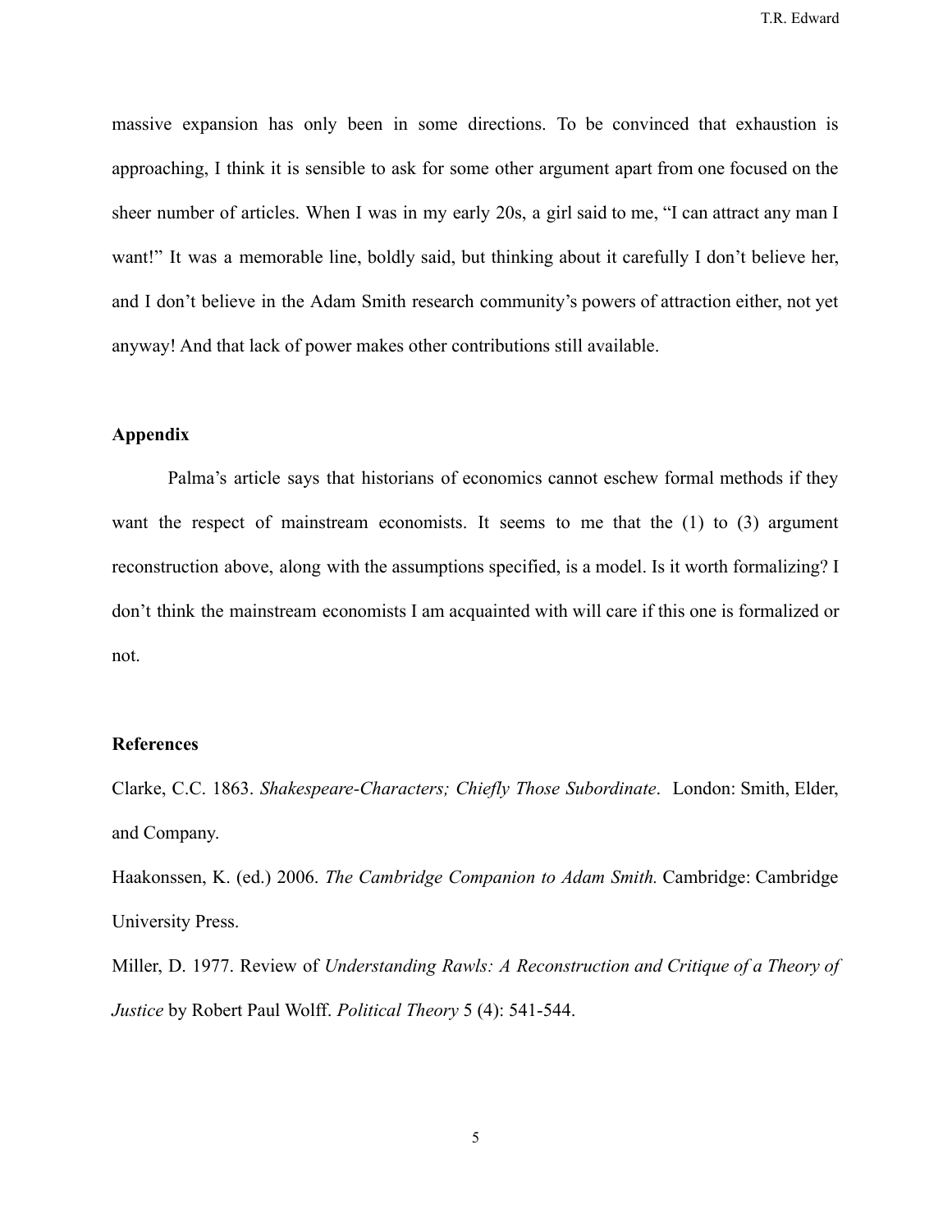massive expansion has only been in some directions. To be convinced that exhaustion is approaching, I think it is sensible to ask for some other argument apart from one focused on the sheer number of articles. When I was in my early 20s, a girl said to me, "I can attract any man I want!" It was a memorable line, boldly said, but thinking about it carefully I don't believe her, and I don't believe in the Adam Smith research community's powers of attraction either, not yet anyway! And that lack of power makes other contributions still available.

**Appendix**

Palma's article says that historians of economics cannot eschew formal methods if they want the respect of mainstream economists. It seems to me that the (1) to (3) argument reconstruction above, along with the assumptions specified, is a model. Is it worth formalizing? I don't think the mainstream economists I am acquainted with will care if this one is formalized or not.

**References**

Clarke, C.C. 1863. *Shakespeare-Characters; Chiefly Those Subordinate*. London: Smith, Elder, and Company.

Haakonssen, K. (ed.) 2006. *The Cambridge Companion to Adam Smith.* Cambridge: Cambridge University Press.

Miller, D. 1977. Review of *Understanding Rawls: A Reconstruction and Critique of a Theory of Justice* by Robert Paul Wolff. *Political Theory* 5 (4): 541-544.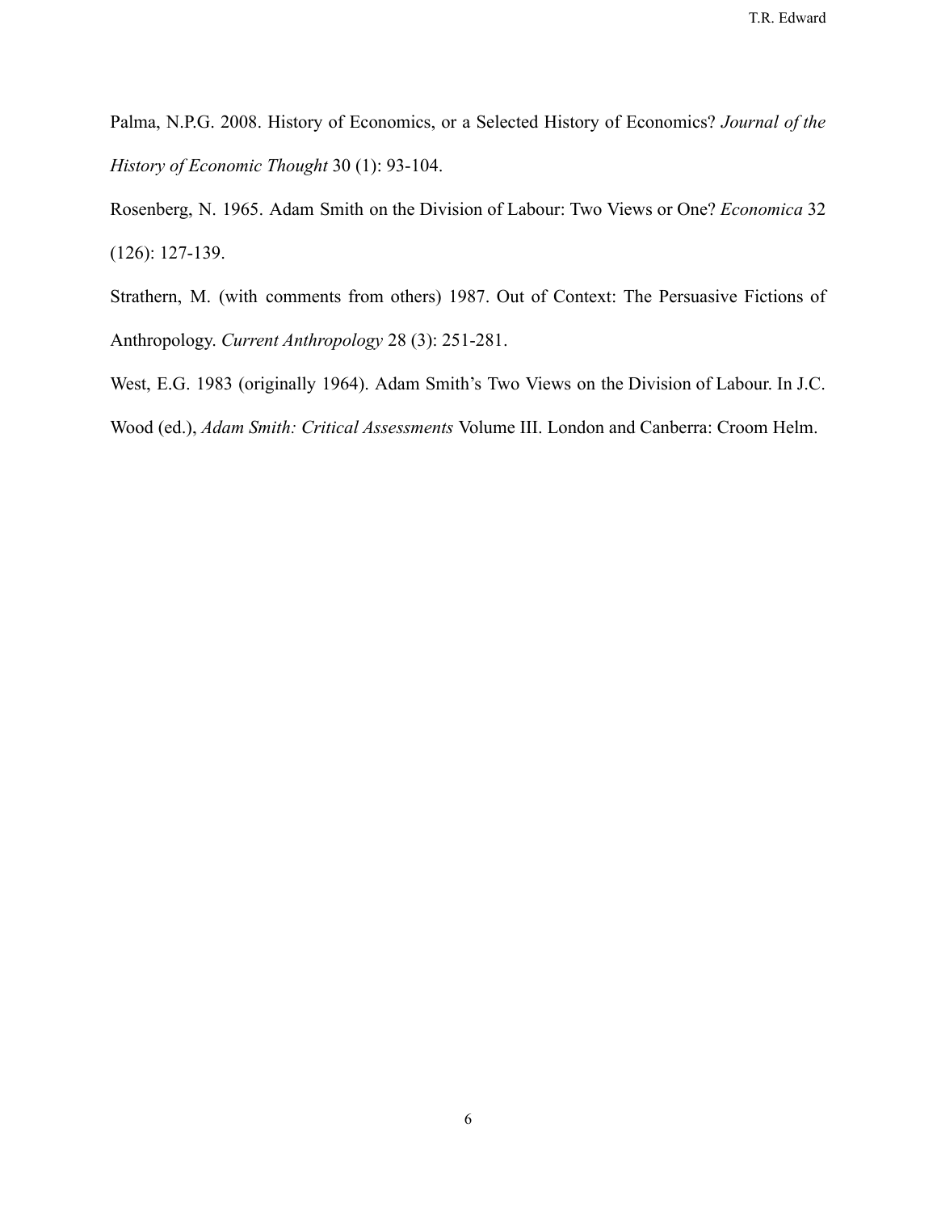Palma, N.P.G. 2008. History of Economics, or a Selected History of Economics? *Journal of the History of Economic Thought* 30 (1): 93-104.

Rosenberg, N. 1965. Adam Smith on the Division of Labour: Two Views or One? *Economica* 32 (126): 127-139.

Strathern, M. (with comments from others) 1987. Out of Context: The Persuasive Fictions of Anthropology. *Current Anthropology* 28 (3): 251-281.

West, E.G. 1983 (originally 1964). Adam Smith's Two Views on the Division of Labour. In J.C. Wood (ed.), *Adam Smith: Critical Assessments* Volume III. London and Canberra: Croom Helm.